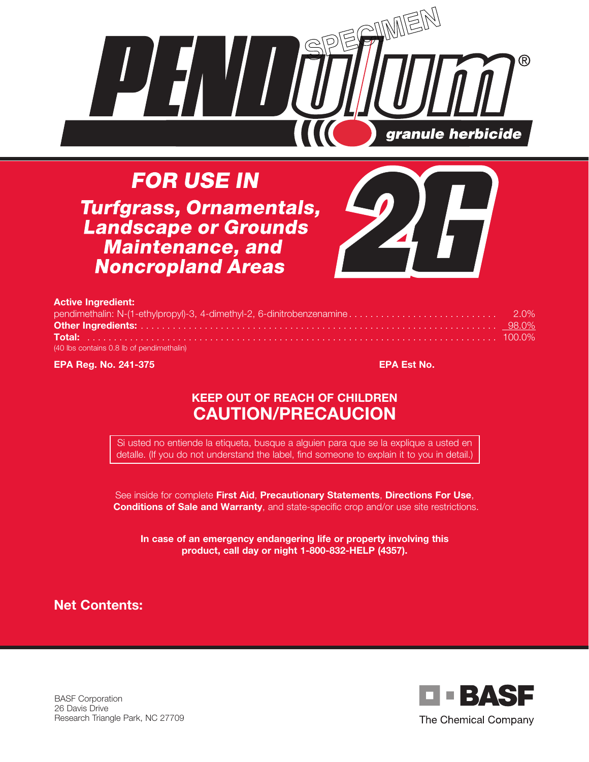# PENDulum® granule herbicide

SPECIMEN

## FOR USE IN

## Turfgrass, Ornamentals, Landscape or Grounds Maintenance, and Noncropland Areas

# 2G

**Active Ingredient:**

| | |
|---|---|
| pendimethalin: N-(1-ethylpropyl)-3, 4-dimethyl-2, 6-dinitrobenzenamine | 2.0% |
| **Other Ingredients:** | 98.0% |
| **Total:** | 100.0% |

(40 lbs contains 0.8 lb of pendimethalin)

**EPA Reg. No. 241-375**

**EPA Est No.**

**KEEP OUT OF REACH OF CHILDREN**

**CAUTION/PRECAUCION**

Si usted no entiende la etiqueta, busque a alguien para que se la explique a usted en detalle. (If you do not understand the label, find someone to explain it to you in detail.)

See inside for complete **First Aid**, **Precautionary Statements**, **Directions For Use**, **Conditions of Sale and Warranty**, and state-specific crop and/or use site restrictions.

**In case of an emergency endangering life or property involving this product, call day or night 1-800-832-HELP (4357).**

**Net Contents:**

BASF Corporation
26 Davis Drive
Research Triangle Park, NC 27709

BASF
The Chemical Company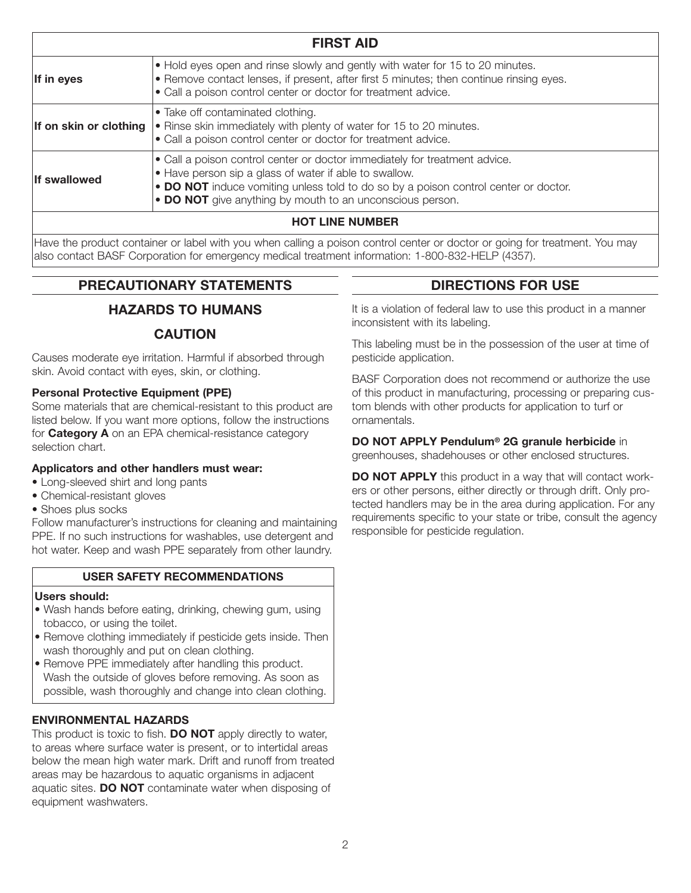## FIRST AID

| | |
|---|---|
| **If in eyes** | • Hold eyes open and rinse slowly and gently with water for 15 to 20 minutes.<br>• Remove contact lenses, if present, after first 5 minutes; then continue rinsing eyes.<br>• Call a poison control center or doctor for treatment advice. |
| **If on skin or clothing** | • Take off contaminated clothing.<br>• Rinse skin immediately with plenty of water for 15 to 20 minutes.<br>• Call a poison control center or doctor for treatment advice. |
| **If swallowed** | • Call a poison control center or doctor immediately for treatment advice.<br>• Have person sip a glass of water if able to swallow.<br>• **DO NOT** induce vomiting unless told to do so by a poison control center or doctor.<br>• **DO NOT** give anything by mouth to an unconscious person. |

**HOT LINE NUMBER**

Have the product container or label with you when calling a poison control center or doctor or going for treatment. You may also contact BASF Corporation for emergency medical treatment information: 1-800-832-HELP (4357).

## PRECAUTIONARY STATEMENTS

### HAZARDS TO HUMANS

### CAUTION

Causes moderate eye irritation. Harmful if absorbed through skin. Avoid contact with eyes, skin, or clothing.

**Personal Protective Equipment (PPE)**

Some materials that are chemical-resistant to this product are listed below. If you want more options, follow the instructions for **Category A** on an EPA chemical-resistance category selection chart.

**Applicators and other handlers must wear:**

- Long-sleeved shirt and long pants
- Chemical-resistant gloves
- Shoes plus socks

Follow manufacturer's instructions for cleaning and maintaining PPE. If no such instructions for washables, use detergent and hot water. Keep and wash PPE separately from other laundry.

**USER SAFETY RECOMMENDATIONS**

**Users should:**

- Wash hands before eating, drinking, chewing gum, using tobacco, or using the toilet.
- Remove clothing immediately if pesticide gets inside. Then wash thoroughly and put on clean clothing.
- Remove PPE immediately after handling this product. Wash the outside of gloves before removing. As soon as possible, wash thoroughly and change into clean clothing.

**ENVIRONMENTAL HAZARDS**

This product is toxic to fish. **DO NOT** apply directly to water, to areas where surface water is present, or to intertidal areas below the mean high water mark. Drift and runoff from treated areas may be hazardous to aquatic organisms in adjacent aquatic sites. **DO NOT** contaminate water when disposing of equipment washwaters.

## DIRECTIONS FOR USE

It is a violation of federal law to use this product in a manner inconsistent with its labeling.

This labeling must be in the possession of the user at time of pesticide application.

BASF Corporation does not recommend or authorize the use of this product in manufacturing, processing or preparing custom blends with other products for application to turf or ornamentals.

**DO NOT APPLY Pendulum® 2G granule herbicide** in greenhouses, shadehouses or other enclosed structures.

**DO NOT APPLY** this product in a way that will contact workers or other persons, either directly or through drift. Only protected handlers may be in the area during application. For any requirements specific to your state or tribe, consult the agency responsible for pesticide regulation.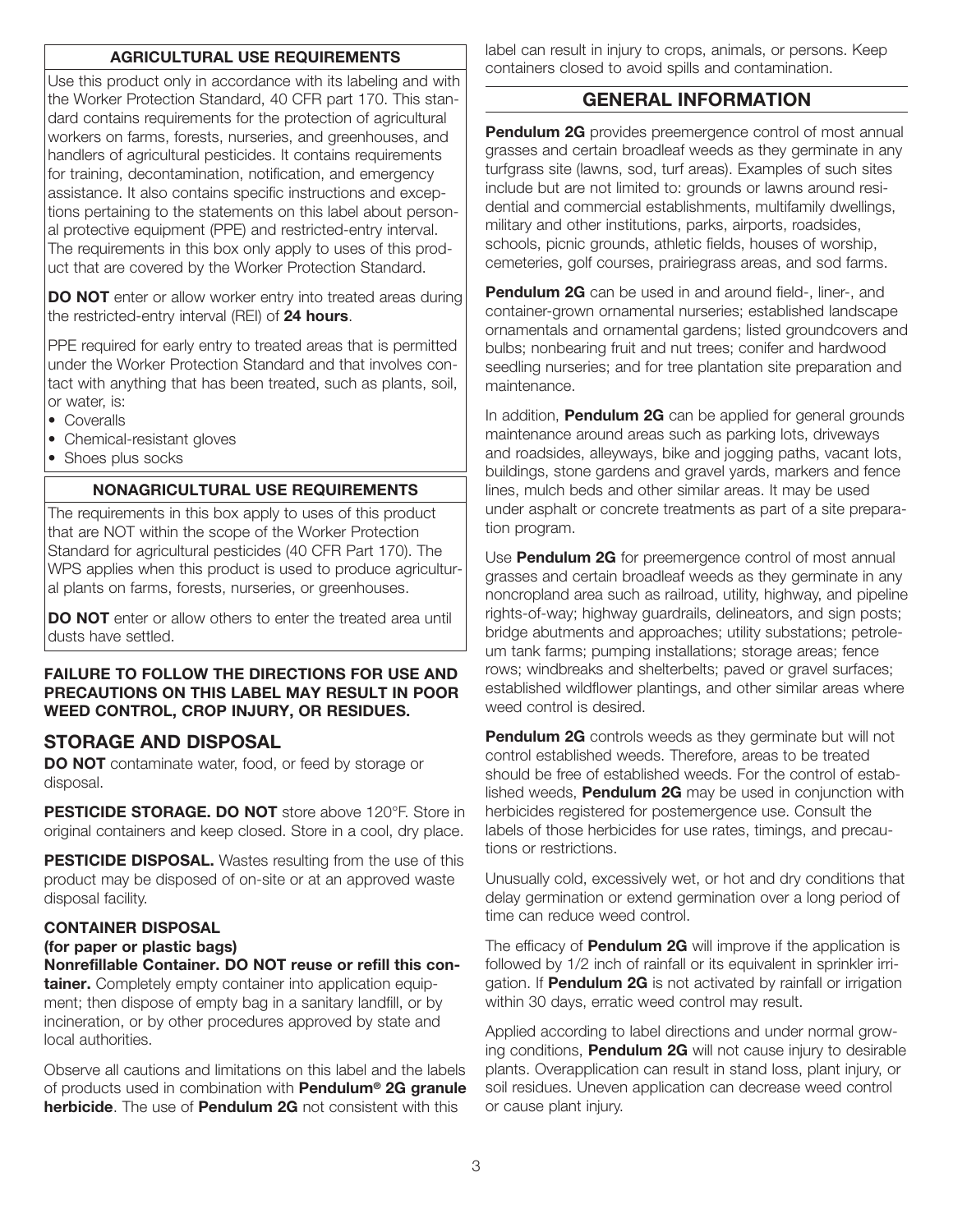### AGRICULTURAL USE REQUIREMENTS

Use this product only in accordance with its labeling and with the Worker Protection Standard, 40 CFR part 170. This standard contains requirements for the protection of agricultural workers on farms, forests, nurseries, and greenhouses, and handlers of agricultural pesticides. It contains requirements for training, decontamination, notification, and emergency assistance. It also contains specific instructions and exceptions pertaining to the statements on this label about personal protective equipment (PPE) and restricted-entry interval. The requirements in this box only apply to uses of this product that are covered by the Worker Protection Standard.

**DO NOT** enter or allow worker entry into treated areas during the restricted-entry interval (REI) of **24 hours**.

PPE required for early entry to treated areas that is permitted under the Worker Protection Standard and that involves contact with anything that has been treated, such as plants, soil, or water, is:

- Coveralls
- Chemical-resistant gloves
- Shoes plus socks

### NONAGRICULTURAL USE REQUIREMENTS

The requirements in this box apply to uses of this product that are NOT within the scope of the Worker Protection Standard for agricultural pesticides (40 CFR Part 170). The WPS applies when this product is used to produce agricultural plants on farms, forests, nurseries, or greenhouses.

**DO NOT** enter or allow others to enter the treated area until dusts have settled.

**FAILURE TO FOLLOW THE DIRECTIONS FOR USE AND PRECAUTIONS ON THIS LABEL MAY RESULT IN POOR WEED CONTROL, CROP INJURY, OR RESIDUES.**

## STORAGE AND DISPOSAL

**DO NOT** contaminate water, food, or feed by storage or disposal.

**PESTICIDE STORAGE. DO NOT** store above 120°F. Store in original containers and keep closed. Store in a cool, dry place.

**PESTICIDE DISPOSAL.** Wastes resulting from the use of this product may be disposed of on-site or at an approved waste disposal facility.

**CONTAINER DISPOSAL**
**(for paper or plastic bags)**
**Nonrefillable Container. DO NOT reuse or refill this container.** Completely empty container into application equipment; then dispose of empty bag in a sanitary landfill, or by incineration, or by other procedures approved by state and local authorities.

Observe all cautions and limitations on this label and the labels of products used in combination with **Pendulum® 2G granule herbicide**. The use of **Pendulum 2G** not consistent with this label can result in injury to crops, animals, or persons. Keep containers closed to avoid spills and contamination.

## GENERAL INFORMATION

**Pendulum 2G** provides preemergence control of most annual grasses and certain broadleaf weeds as they germinate in any turfgrass site (lawns, sod, turf areas). Examples of such sites include but are not limited to: grounds or lawns around residential and commercial establishments, multifamily dwellings, military and other institutions, parks, airports, roadsides, schools, picnic grounds, athletic fields, houses of worship, cemeteries, golf courses, prairiegrass areas, and sod farms.

**Pendulum 2G** can be used in and around field-, liner-, and container-grown ornamental nurseries; established landscape ornamentals and ornamental gardens; listed groundcovers and bulbs; nonbearing fruit and nut trees; conifer and hardwood seedling nurseries; and for tree plantation site preparation and maintenance.

In addition, **Pendulum 2G** can be applied for general grounds maintenance around areas such as parking lots, driveways and roadsides, alleyways, bike and jogging paths, vacant lots, buildings, stone gardens and gravel yards, markers and fence lines, mulch beds and other similar areas. It may be used under asphalt or concrete treatments as part of a site preparation program.

Use **Pendulum 2G** for preemergence control of most annual grasses and certain broadleaf weeds as they germinate in any noncropland area such as railroad, utility, highway, and pipeline rights-of-way; highway guardrails, delineators, and sign posts; bridge abutments and approaches; utility substations; petroleum tank farms; pumping installations; storage areas; fence rows; windbreaks and shelterbelts; paved or gravel surfaces; established wildflower plantings, and other similar areas where weed control is desired.

**Pendulum 2G** controls weeds as they germinate but will not control established weeds. Therefore, areas to be treated should be free of established weeds. For the control of established weeds, **Pendulum 2G** may be used in conjunction with herbicides registered for postemergence use. Consult the labels of those herbicides for use rates, timings, and precautions or restrictions.

Unusually cold, excessively wet, or hot and dry conditions that delay germination or extend germination over a long period of time can reduce weed control.

The efficacy of **Pendulum 2G** will improve if the application is followed by 1/2 inch of rainfall or its equivalent in sprinkler irrigation. If **Pendulum 2G** is not activated by rainfall or irrigation within 30 days, erratic weed control may result.

Applied according to label directions and under normal growing conditions, **Pendulum 2G** will not cause injury to desirable plants. Overapplication can result in stand loss, plant injury, or soil residues. Uneven application can decrease weed control or cause plant injury.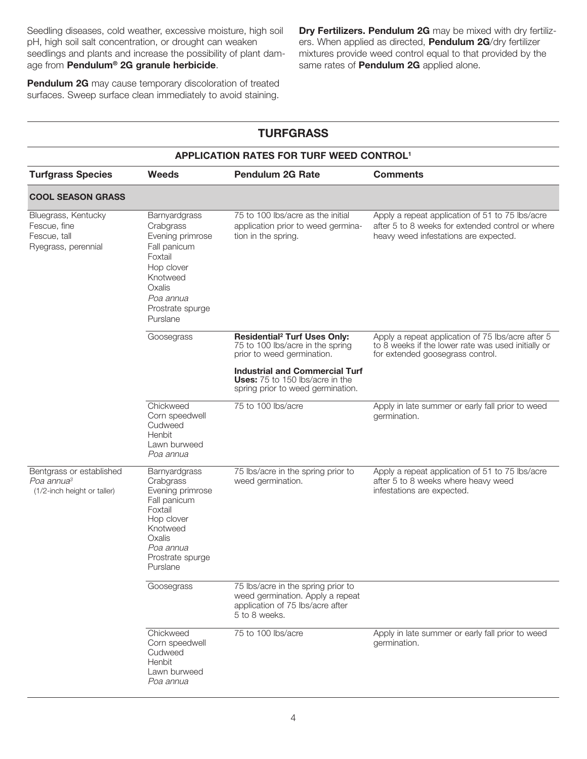Seedling diseases, cold weather, excessive moisture, high soil pH, high soil salt concentration, or drought can weaken seedlings and plants and increase the possibility of plant damage from **Pendulum® 2G granule herbicide**.

**Pendulum 2G** may cause temporary discoloration of treated surfaces. Sweep surface clean immediately to avoid staining.

**Dry Fertilizers. Pendulum 2G** may be mixed with dry fertilizers. When applied as directed, **Pendulum 2G**/dry fertilizer mixtures provide weed control equal to that provided by the same rates of **Pendulum 2G** applied alone.

## TURFGRASS

### APPLICATION RATES FOR TURF WEED CONTROL[1]

| Turfgrass Species | Weeds | Pendulum 2G Rate | Comments |
|---|---|---|---|
| **COOL SEASON GRASS** | | | |
| Bluegrass, Kentucky<br>Fescue, fine<br>Fescue, tall<br>Ryegrass, perennial | Barnyardgrass<br>Crabgrass<br>Evening primrose<br>Fall panicum<br>Foxtail<br>Hop clover<br>Knotweed<br>Oxalis<br>*Poa annua*<br>Prostrate spurge<br>Purslane | 75 to 100 lbs/acre as the initial application prior to weed germination in the spring. | Apply a repeat application of 51 to 75 lbs/acre after 5 to 8 weeks for extended control or where heavy weed infestations are expected. |
| | Goosegrass | **Residential[2] Turf Uses Only:** 75 to 100 lbs/acre in the spring prior to weed germination.<br><br>**Industrial and Commercial Turf Uses:** 75 to 150 lbs/acre in the spring prior to weed germination. | Apply a repeat application of 75 lbs/acre after 5 to 8 weeks if the lower rate was used initially or for extended goosegrass control. |
| | Chickweed<br>Corn speedwell<br>Cudweed<br>Henbit<br>Lawn burweed<br>*Poa annua* | 75 to 100 lbs/acre | Apply in late summer or early fall prior to weed germination. |
| Bentgrass or established *Poa annua*[3]<br>(1/2-inch height or taller) | Barnyardgrass<br>Crabgrass<br>Evening primrose<br>Fall panicum<br>Foxtail<br>Hop clover<br>Knotweed<br>Oxalis<br>*Poa annua*<br>Prostrate spurge<br>Purslane | 75 lbs/acre in the spring prior to weed germination. | Apply a repeat application of 51 to 75 lbs/acre after 5 to 8 weeks where heavy weed infestations are expected. |
| | Goosegrass | 75 lbs/acre in the spring prior to weed germination. Apply a repeat application of 75 lbs/acre after 5 to 8 weeks. | |
| | Chickweed<br>Corn speedwell<br>Cudweed<br>Henbit<br>Lawn burweed<br>*Poa annua* | 75 to 100 lbs/acre | Apply in late summer or early fall prior to weed germination. |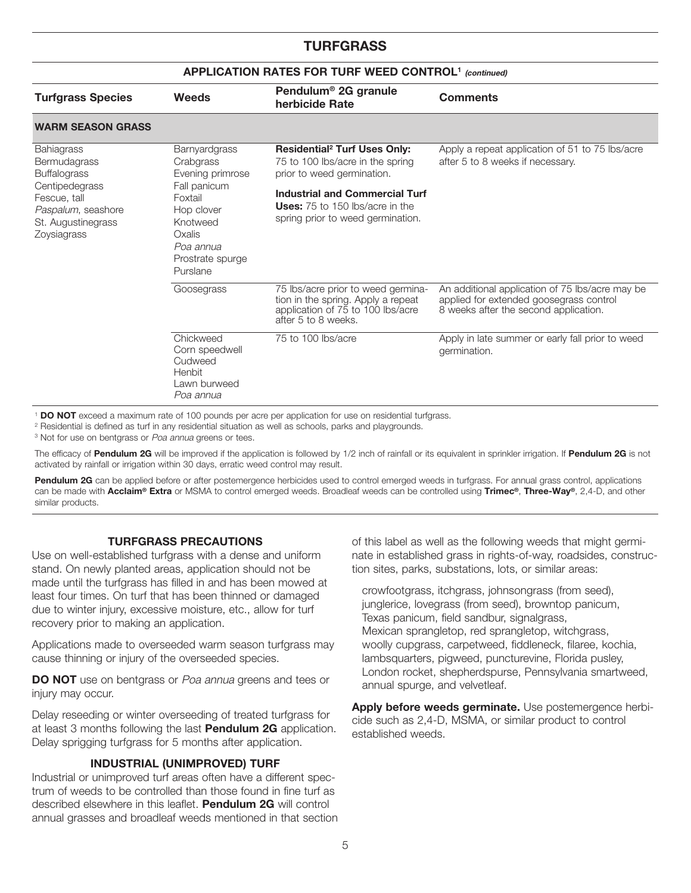# TURFGRASS

## APPLICATION RATES FOR TURF WEED CONTROL[1] *(continued)*

| Turfgrass Species | Weeds | Pendulum® 2G granule herbicide Rate | Comments |
|---|---|---|---|
| **WARM SEASON GRASS** | | | |
| Bahiagrass<br>Bermudagrass<br>Buffalograss<br>Centipedegrass<br>Fescue, tall<br>*Paspalum*, seashore<br>St. Augustinegrass<br>Zoysiagrass | Barnyardgrass<br>Crabgrass<br>Evening primrose<br>Fall panicum<br>Foxtail<br>Hop clover<br>Knotweed<br>Oxalis<br>*Poa annua*<br>Prostrate spurge<br>Purslane | **Residential[2] Turf Uses Only:** 75 to 100 lbs/acre in the spring prior to weed germination.<br>**Industrial and Commercial Turf Uses:** 75 to 150 lbs/acre in the spring prior to weed germination. | Apply a repeat application of 51 to 75 lbs/acre after 5 to 8 weeks if necessary. |
| | Goosegrass | 75 lbs/acre prior to weed germination in the spring. Apply a repeat application of 75 to 100 lbs/acre after 5 to 8 weeks. | An additional application of 75 lbs/acre may be applied for extended goosegrass control 8 weeks after the second application. |
| | Chickweed<br>Corn speedwell<br>Cudweed<br>Henbit<br>Lawn burweed<br>*Poa annua* | 75 to 100 lbs/acre | Apply in late summer or early fall prior to weed germination. |

[1] **DO NOT** exceed a maximum rate of 100 pounds per acre per application for use on residential turfgrass.

[2] Residential is defined as turf in any residential situation as well as schools, parks and playgrounds.

[3] Not for use on bentgrass or *Poa annua* greens or tees.

The efficacy of **Pendulum 2G** will be improved if the application is followed by 1/2 inch of rainfall or its equivalent in sprinkler irrigation. If **Pendulum 2G** is not activated by rainfall or irrigation within 30 days, erratic weed control may result.

**Pendulum 2G** can be applied before or after postemergence herbicides used to control emerged weeds in turfgrass. For annual grass control, applications can be made with **Acclaim® Extra** or MSMA to control emerged weeds. Broadleaf weeds can be controlled using **Trimec®**, **Three-Way®**, 2,4-D, and other similar products.

### TURFGRASS PRECAUTIONS

Use on well-established turfgrass with a dense and uniform stand. On newly planted areas, application should not be made until the turfgrass has filled in and has been mowed at least four times. On turf that has been thinned or damaged due to winter injury, excessive moisture, etc., allow for turf recovery prior to making an application.

Applications made to overseeded warm season turfgrass may cause thinning or injury of the overseeded species.

**DO NOT** use on bentgrass or *Poa annua* greens and tees or injury may occur.

Delay reseeding or winter overseeding of treated turfgrass for at least 3 months following the last **Pendulum 2G** application. Delay sprigging turfgrass for 5 months after application.

### INDUSTRIAL (UNIMPROVED) TURF

Industrial or unimproved turf areas often have a different spectrum of weeds to be controlled than those found in fine turf as described elsewhere in this leaflet. **Pendulum 2G** will control annual grasses and broadleaf weeds mentioned in that section of this label as well as the following weeds that might germinate in established grass in rights-of-way, roadsides, construction sites, parks, substations, lots, or similar areas:

crowfootgrass, itchgrass, johnsongrass (from seed), junglerice, lovegrass (from seed), browntop panicum, Texas panicum, field sandbur, signalgrass, Mexican sprangletop, red sprangletop, witchgrass, woolly cupgrass, carpetweed, fiddleneck, filaree, kochia, lambsquarters, pigweed, puncturevine, Florida pusley, London rocket, shepherdspurse, Pennsylvania smartweed, annual spurge, and velvetleaf.

**Apply before weeds germinate.** Use postemergence herbicide such as 2,4-D, MSMA, or similar product to control established weeds.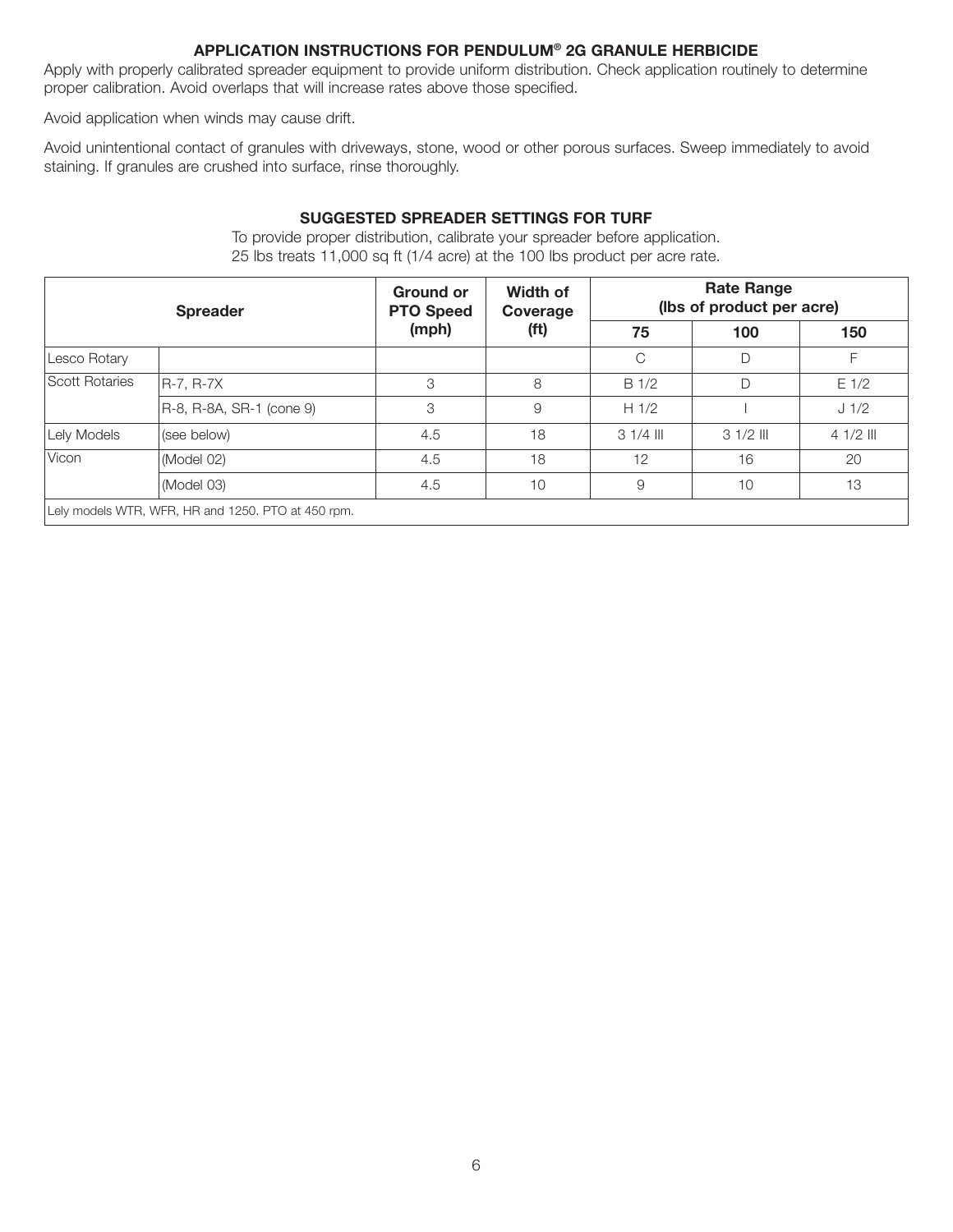## APPLICATION INSTRUCTIONS FOR PENDULUM® 2G GRANULE HERBICIDE

Apply with properly calibrated spreader equipment to provide uniform distribution. Check application routinely to determine proper calibration. Avoid overlaps that will increase rates above those specified.

Avoid application when winds may cause drift.

Avoid unintentional contact of granules with driveways, stone, wood or other porous surfaces. Sweep immediately to avoid staining. If granules are crushed into surface, rinse thoroughly.

### SUGGESTED SPREADER SETTINGS FOR TURF

To provide proper distribution, calibrate your spreader before application.
25 lbs treats 11,000 sq ft (1/4 acre) at the 100 lbs product per acre rate.

| Spreader | | Ground or PTO Speed (mph) | Width of Coverage (ft) | Rate Range (lbs of product per acre) | | |
|---|---|---|---|---|---|---|
| | | | | 75 | 100 | 150 |
| Lesco Rotary | | | | C | D | F |
| Scott Rotaries | R-7, R-7X | 3 | 8 | B 1/2 | D | E 1/2 |
| | R-8, R-8A, SR-1 (cone 9) | 3 | 9 | H 1/2 | I | J 1/2 |
| Lely Models | (see below) | 4.5 | 18 | 3 1/4 III | 3 1/2 III | 4 1/2 III |
| Vicon | (Model 02) | 4.5 | 18 | 12 | 16 | 20 |
| | (Model 03) | 4.5 | 10 | 9 | 10 | 13 |
| Lely models WTR, WFR, HR and 1250. PTO at 450 rpm. | | | | | | |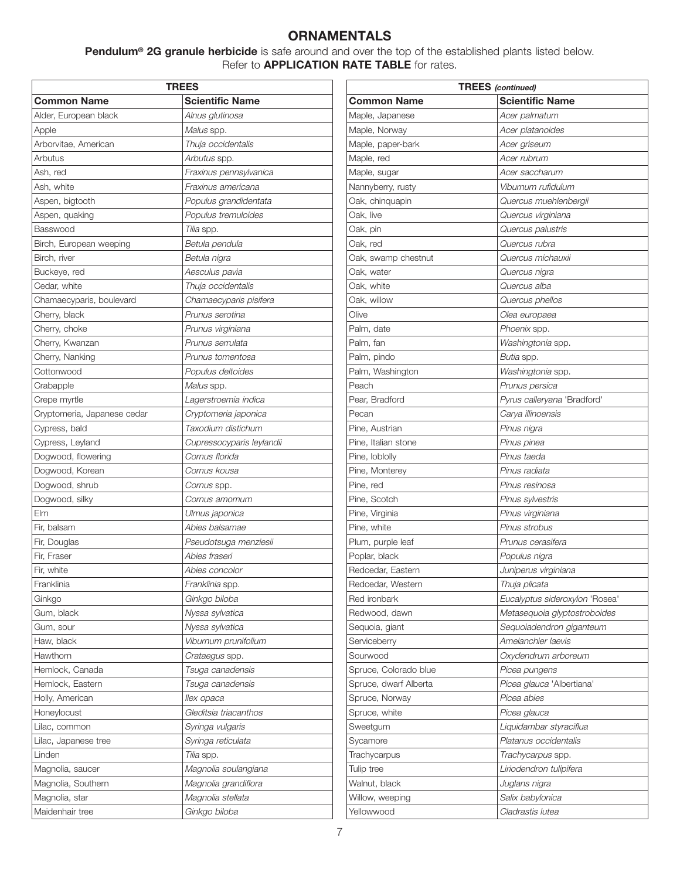# ORNAMENTALS

**Pendulum® 2G granule herbicide** is safe around and over the top of the established plants listed below.
Refer to **APPLICATION RATE TABLE** for rates.

| TREES | |
|---|---|
| **Common Name** | **Scientific Name** |
| Alder, European black | *Alnus glutinosa* |
| Apple | *Malus* spp. |
| Arborvitae, American | *Thuja occidentalis* |
| Arbutus | *Arbutus* spp. |
| Ash, red | *Fraxinus pennsylvanica* |
| Ash, white | *Fraxinus americana* |
| Aspen, bigtooth | *Populus grandidentata* |
| Aspen, quaking | *Populus tremuloides* |
| Basswood | *Tilia* spp. |
| Birch, European weeping | *Betula pendula* |
| Birch, river | *Betula nigra* |
| Buckeye, red | *Aesculus pavia* |
| Cedar, white | *Thuja occidentalis* |
| Chamaecyparis, boulevard | *Chamaecyparis pisifera* |
| Cherry, black | *Prunus serotina* |
| Cherry, choke | *Prunus virginiana* |
| Cherry, Kwanzan | *Prunus serrulata* |
| Cherry, Nanking | *Prunus tomentosa* |
| Cottonwood | *Populus deltoides* |
| Crabapple | *Malus* spp. |
| Crepe myrtle | *Lagerstroemia indica* |
| Cryptomeria, Japanese cedar | *Cryptomeria japonica* |
| Cypress, bald | *Taxodium distichum* |
| Cypress, Leyland | *Cupressocyparis leylandii* |
| Dogwood, flowering | *Cornus florida* |
| Dogwood, Korean | *Cornus kousa* |
| Dogwood, shrub | *Cornus* spp. |
| Dogwood, silky | *Cornus amomum* |
| Elm | *Ulmus japonica* |
| Fir, balsam | *Abies balsamae* |
| Fir, Douglas | *Pseudotsuga menziesii* |
| Fir, Fraser | *Abies fraseri* |
| Fir, white | *Abies concolor* |
| Franklinia | *Franklinia* spp. |
| Ginkgo | *Ginkgo biloba* |
| Gum, black | *Nyssa sylvatica* |
| Gum, sour | *Nyssa sylvatica* |
| Haw, black | *Viburnum prunifolium* |
| Hawthorn | *Crataegus* spp. |
| Hemlock, Canada | *Tsuga canadensis* |
| Hemlock, Eastern | *Tsuga canadensis* |
| Holly, American | *Ilex opaca* |
| Honeylocust | *Gleditsia triacanthos* |
| Lilac, common | *Syringa vulgaris* |
| Lilac, Japanese tree | *Syringa reticulata* |
| Linden | *Tilia* spp. |
| Magnolia, saucer | *Magnolia soulangiana* |
| Magnolia, Southern | *Magnolia grandiflora* |
| Magnolia, star | *Magnolia stellata* |
| Maidenhair tree | *Ginkgo biloba* |

| TREES *(continued)* | |
|---|---|
| **Common Name** | **Scientific Name** |
| Maple, Japanese | *Acer palmatum* |
| Maple, Norway | *Acer platanoides* |
| Maple, paper-bark | *Acer griseum* |
| Maple, red | *Acer rubrum* |
| Maple, sugar | *Acer saccharum* |
| Nannyberry, rusty | *Viburnum rufidulum* |
| Oak, chinquapin | *Quercus muehlenbergii* |
| Oak, live | *Quercus virginiana* |
| Oak, pin | *Quercus palustris* |
| Oak, red | *Quercus rubra* |
| Oak, swamp chestnut | *Quercus michauxii* |
| Oak, water | *Quercus nigra* |
| Oak, white | *Quercus alba* |
| Oak, willow | *Quercus phellos* |
| Olive | *Olea europaea* |
| Palm, date | *Phoenix* spp. |
| Palm, fan | *Washingtonia* spp. |
| Palm, pindo | *Butia* spp. |
| Palm, Washington | *Washingtonia* spp. |
| Peach | *Prunus persica* |
| Pear, Bradford | *Pyrus calleryana* 'Bradford' |
| Pecan | *Carya illinoensis* |
| Pine, Austrian | *Pinus nigra* |
| Pine, Italian stone | *Pinus pinea* |
| Pine, loblolly | *Pinus taeda* |
| Pine, Monterey | *Pinus radiata* |
| Pine, red | *Pinus resinosa* |
| Pine, Scotch | *Pinus sylvestris* |
| Pine, Virginia | *Pinus virginiana* |
| Pine, white | *Pinus strobus* |
| Plum, purple leaf | *Prunus cerasifera* |
| Poplar, black | *Populus nigra* |
| Redcedar, Eastern | *Juniperus virginiana* |
| Redcedar, Western | *Thuja plicata* |
| Red ironbark | *Eucalyptus sideroxylon* 'Rosea' |
| Redwood, dawn | *Metasequoia glyptostroboides* |
| Sequoia, giant | *Sequoiadendron giganteum* |
| Serviceberry | *Amelanchier laevis* |
| Sourwood | *Oxydendrum arboreum* |
| Spruce, Colorado blue | *Picea pungens* |
| Spruce, dwarf Alberta | *Picea glauca* 'Albertiana' |
| Spruce, Norway | *Picea abies* |
| Spruce, white | *Picea glauca* |
| Sweetgum | *Liquidambar styraciflua* |
| Sycamore | *Platanus occidentalis* |
| Trachycarpus | *Trachycarpus* spp. |
| Tulip tree | *Liriodendron tulipifera* |
| Walnut, black | *Juglans nigra* |
| Willow, weeping | *Salix babylonica* |
| Yellowwood | *Cladrastis lutea* |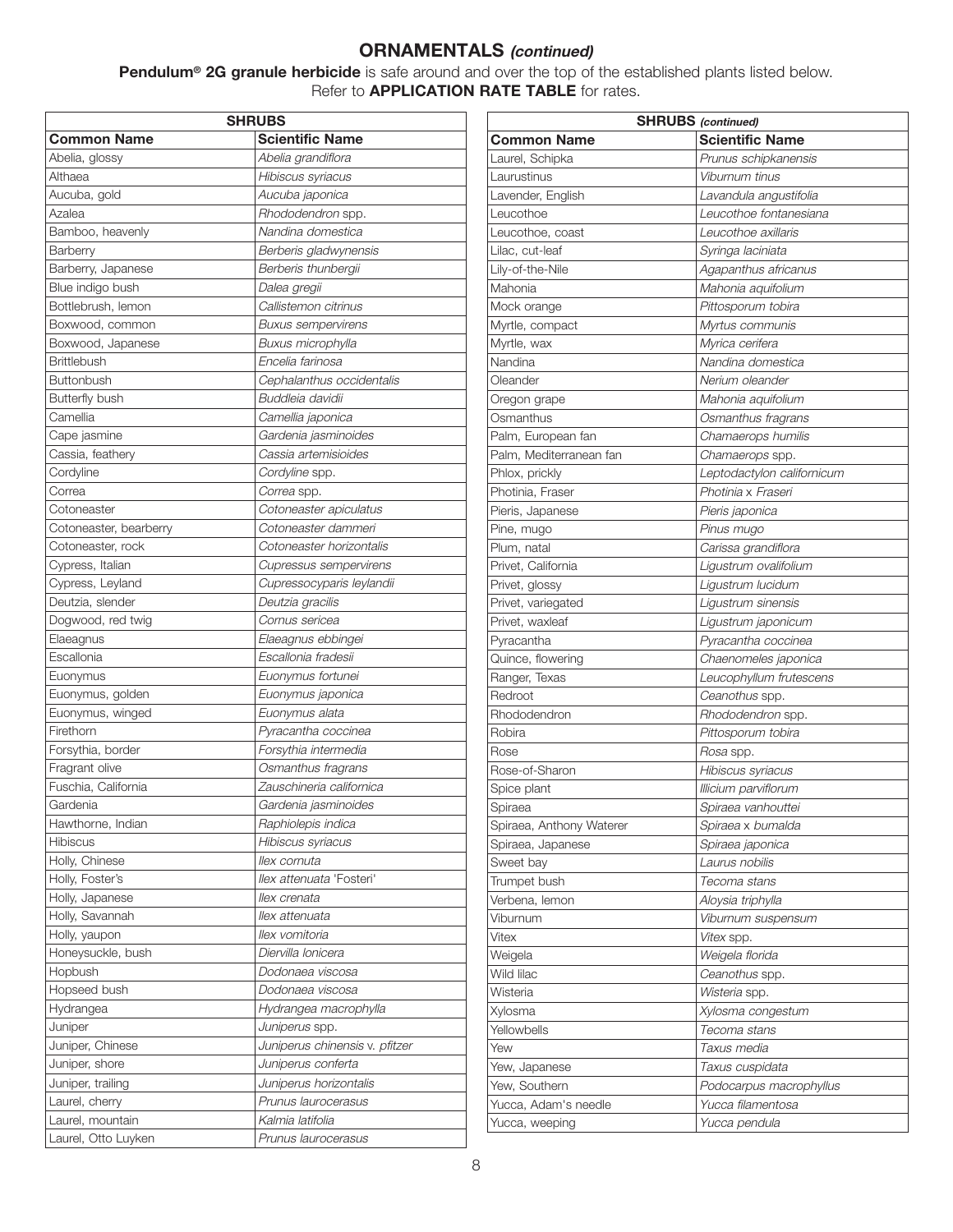## ORNAMENTALS *(continued)*

**Pendulum® 2G granule herbicide** is safe around and over the top of the established plants listed below.
Refer to **APPLICATION RATE TABLE** for rates.

| SHRUBS | |
|---|---|
| **Common Name** | **Scientific Name** |
| Abelia, glossy | *Abelia grandiflora* |
| Althaea | *Hibiscus syriacus* |
| Aucuba, gold | *Aucuba japonica* |
| Azalea | *Rhododendron* spp. |
| Bamboo, heavenly | *Nandina domestica* |
| Barberry | *Berberis gladwynensis* |
| Barberry, Japanese | *Berberis thunbergii* |
| Blue indigo bush | *Dalea gregii* |
| Bottlebrush, lemon | *Callistemon citrinus* |
| Boxwood, common | *Buxus sempervirens* |
| Boxwood, Japanese | *Buxus microphylla* |
| Brittlebush | *Encelia farinosa* |
| Buttonbush | *Cephalanthus occidentalis* |
| Butterfly bush | *Buddleia davidii* |
| Camellia | *Camellia japonica* |
| Cape jasmine | *Gardenia jasminoides* |
| Cassia, feathery | *Cassia artemisioides* |
| Cordyline | *Cordyline* spp. |
| Correa | *Correa* spp. |
| Cotoneaster | *Cotoneaster apiculatus* |
| Cotoneaster, bearberry | *Cotoneaster dammeri* |
| Cotoneaster, rock | *Cotoneaster horizontalis* |
| Cypress, Italian | *Cupressus sempervirens* |
| Cypress, Leyland | *Cupressocyparis leylandii* |
| Deutzia, slender | *Deutzia gracilis* |
| Dogwood, red twig | *Cornus sericea* |
| Elaeagnus | *Elaeagnus ebbingei* |
| Escallonia | *Escallonia fradesii* |
| Euonymus | *Euonymus fortunei* |
| Euonymus, golden | *Euonymus japonica* |
| Euonymus, winged | *Euonymus alata* |
| Firethorn | *Pyracantha coccinea* |
| Forsythia, border | *Forsythia intermedia* |
| Fragrant olive | *Osmanthus fragrans* |
| Fuschia, California | *Zauschineria californica* |
| Gardenia | *Gardenia jasminoides* |
| Hawthorne, Indian | *Raphiolepis indica* |
| Hibiscus | *Hibiscus syriacus* |
| Holly, Chinese | *Ilex cornuta* |
| Holly, Foster's | *Ilex attenuata* 'Fosteri' |
| Holly, Japanese | *Ilex crenata* |
| Holly, Savannah | *Ilex attenuata* |
| Holly, yaupon | *Ilex vomitoria* |
| Honeysuckle, bush | *Diervilla lonicera* |
| Hopbush | *Dodonaea viscosa* |
| Hopseed bush | *Dodonaea viscosa* |
| Hydrangea | *Hydrangea macrophylla* |
| Juniper | *Juniperus* spp. |
| Juniper, Chinese | *Juniperus chinensis v. pfitzer* |
| Juniper, shore | *Juniperus conferta* |
| Juniper, trailing | *Juniperus horizontalis* |
| Laurel, cherry | *Prunus laurocerasus* |
| Laurel, mountain | *Kalmia latifolia* |
| Laurel, Otto Luyken | *Prunus laurocerasus* |

| SHRUBS *(continued)* | |
|---|---|
| **Common Name** | **Scientific Name** |
| Laurel, Schipka | *Prunus schipkanensis* |
| Laurustinus | *Viburnum tinus* |
| Lavender, English | *Lavandula angustifolia* |
| Leucothoe | *Leucothoe fontanesiana* |
| Leucothoe, coast | *Leucothoe axillaris* |
| Lilac, cut-leaf | *Syringa laciniata* |
| Lily-of-the-Nile | *Agapanthus africanus* |
| Mahonia | *Mahonia aquifolium* |
| Mock orange | *Pittosporum tobira* |
| Myrtle, compact | *Myrtus communis* |
| Myrtle, wax | *Myrica cerifera* |
| Nandina | *Nandina domestica* |
| Oleander | *Nerium oleander* |
| Oregon grape | *Mahonia aquifolium* |
| Osmanthus | *Osmanthus fragrans* |
| Palm, European fan | *Chamaerops humilis* |
| Palm, Mediterranean fan | *Chamaerops* spp. |
| Phlox, prickly | *Leptodactylon californicum* |
| Photinia, Fraser | *Photinia x Fraseri* |
| Pieris, Japanese | *Pieris japonica* |
| Pine, mugo | *Pinus mugo* |
| Plum, natal | *Carissa grandiflora* |
| Privet, California | *Ligustrum ovalifolium* |
| Privet, glossy | *Ligustrum lucidum* |
| Privet, variegated | *Ligustrum sinensis* |
| Privet, waxleaf | *Ligustrum japonicum* |
| Pyracantha | *Pyracantha coccinea* |
| Quince, flowering | *Chaenomeles japonica* |
| Ranger, Texas | *Leucophyllum frutescens* |
| Redroot | *Ceanothus* spp. |
| Rhododendron | *Rhododendron* spp. |
| Robira | *Pittosporum tobira* |
| Rose | *Rosa* spp. |
| Rose-of-Sharon | *Hibiscus syriacus* |
| Spice plant | *Illicium parviflorum* |
| Spiraea | *Spiraea vanhouttei* |
| Spiraea, Anthony Waterer | *Spiraea x bumalda* |
| Spiraea, Japanese | *Spiraea japonica* |
| Sweet bay | *Laurus nobilis* |
| Trumpet bush | *Tecoma stans* |
| Verbena, lemon | *Aloysia triphylla* |
| Viburnum | *Viburnum suspensum* |
| Vitex | *Vitex* spp. |
| Weigela | *Weigela florida* |
| Wild lilac | *Ceanothus* spp. |
| Wisteria | *Wisteria* spp. |
| Xylosma | *Xylosma congestum* |
| Yellowbells | *Tecoma stans* |
| Yew | *Taxus media* |
| Yew, Japanese | *Taxus cuspidata* |
| Yew, Southern | *Podocarpus macrophyllus* |
| Yucca, Adam's needle | *Yucca filamentosa* |
| Yucca, weeping | *Yucca pendula* |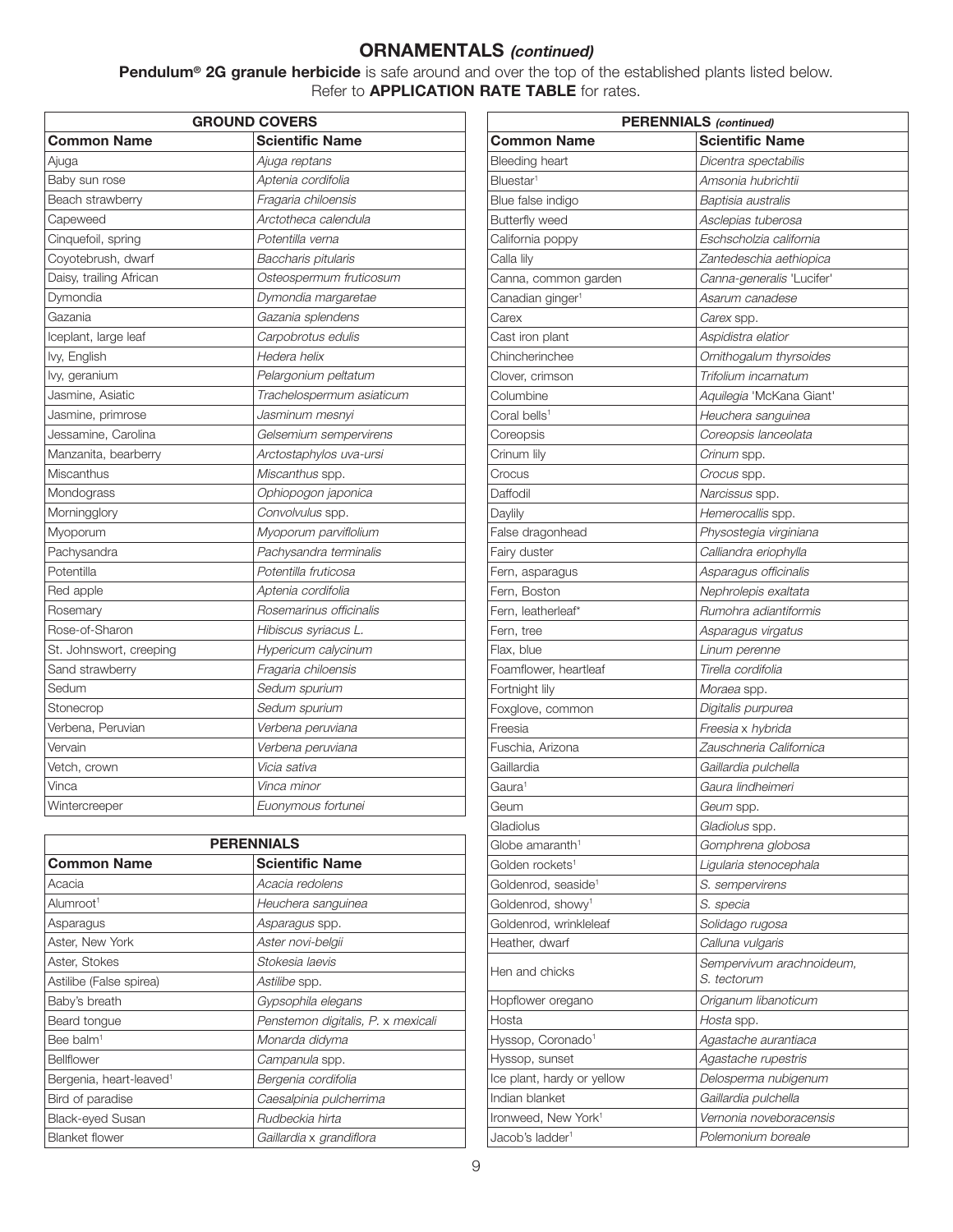# ORNAMENTALS *(continued)*

**Pendulum® 2G granule herbicide** is safe around and over the top of the established plants listed below. Refer to **APPLICATION RATE TABLE** for rates.

| GROUND COVERS | |
|---|---|
| **Common Name** | **Scientific Name** |
| Ajuga | *Ajuga reptans* |
| Baby sun rose | *Aptenia cordifolia* |
| Beach strawberry | *Fragaria chiloensis* |
| Capeweed | *Arctotheca calendula* |
| Cinquefoil, spring | *Potentilla verna* |
| Coyotebrush, dwarf | *Baccharis pitularis* |
| Daisy, trailing African | *Osteospermum fruticosum* |
| Dymondia | *Dymondia margaretae* |
| Gazania | *Gazania splendens* |
| Iceplant, large leaf | *Carpobrotus edulis* |
| Ivy, English | *Hedera helix* |
| Ivy, geranium | *Pelargonium peltatum* |
| Jasmine, Asiatic | *Trachelospermum asiaticum* |
| Jasmine, primrose | *Jasminum mesnyi* |
| Jessamine, Carolina | *Gelsemium sempervirens* |
| Manzanita, bearberry | *Arctostaphylos uva-ursi* |
| Miscanthus | *Miscanthus* spp. |
| Mondograss | *Ophiopogon japonica* |
| Morningglory | *Convolvulus* spp. |
| Myoporum | *Myoporum parviflolium* |
| Pachysandra | *Pachysandra terminalis* |
| Potentilla | *Potentilla fruticosa* |
| Red apple | *Aptenia cordifolia* |
| Rosemary | *Rosemarinus officinalis* |
| Rose-of-Sharon | *Hibiscus syriacus L.* |
| St. Johnswort, creeping | *Hypericum calycinum* |
| Sand strawberry | *Fragaria chiloensis* |
| Sedum | *Sedum spurium* |
| Stonecrop | *Sedum spurium* |
| Verbena, Peruvian | *Verbena peruviana* |
| Vervain | *Verbena peruviana* |
| Vetch, crown | *Vicia sativa* |
| Vinca | *Vinca minor* |
| Wintercreeper | *Euonymous fortunei* |

| PERENNIALS | |
|---|---|
| **Common Name** | **Scientific Name** |
| Acacia | *Acacia redolens* |
| Alumroot[1] | *Heuchera sanguinea* |
| Asparagus | *Asparagus* spp. |
| Aster, New York | *Aster novi-belgii* |
| Aster, Stokes | *Stokesia laevis* |
| Astilibe (False spirea) | *Astilibe* spp. |
| Baby's breath | *Gypsophila elegans* |
| Beard tongue | *Penstemon digitalis, P.* x *mexicali* |
| Bee balm[1] | *Monarda didyma* |
| Bellflower | *Campanula* spp. |
| Bergenia, heart-leaved[1] | *Bergenia cordifolia* |
| Bird of paradise | *Caesalpinia pulcherrima* |
| Black-eyed Susan | *Rudbeckia hirta* |
| Blanket flower | *Gaillardia* x *grandiflora* |

| PERENNIALS *(continued)* | |
|---|---|
| **Common Name** | **Scientific Name** |
| Bleeding heart | *Dicentra spectabilis* |
| Bluestar[1] | *Amsonia hubrichtii* |
| Blue false indigo | *Baptisia australis* |
| Butterfly weed | *Asclepias tuberosa* |
| California poppy | *Eschscholzia californica* |
| Calla lily | *Zantedeschia aethiopica* |
| Canna, common garden | *Canna-generalis* 'Lucifer' |
| Canadian ginger[1] | *Asarum canadese* |
| Carex | *Carex* spp. |
| Cast iron plant | *Aspidistra elatior* |
| Chincherinchee | *Ornithogalum thyrsoides* |
| Clover, crimson | *Trifolium incarnatum* |
| Columbine | *Aquilegia* 'McKana Giant' |
| Coral bells[1] | *Heuchera sanguinea* |
| Coreopsis | *Coreopsis lanceolata* |
| Crinum lily | *Crinum* spp. |
| Crocus | *Crocus* spp. |
| Daffodil | *Narcissus* spp. |
| Daylily | *Hemerocallis* spp. |
| False dragonhead | *Physostegia virginiana* |
| Fairy duster | *Calliandra eriophylla* |
| Fern, asparagus | *Asparagus officinalis* |
| Fern, Boston | *Nephrolepis exaltata* |
| Fern, leatherleaf* | *Rumohra adiantiformis* |
| Fern, tree | *Asparagus virgatus* |
| Flax, blue | *Linum perenne* |
| Foamflower, heartleaf | *Tirella cordifolia* |
| Fortnight lily | *Moraea* spp. |
| Foxglove, common | *Digitalis purpurea* |
| Freesia | *Freesia* x *hybrida* |
| Fuschia, Arizona | *Zauschneria Californica* |
| Gaillardia | *Gaillardia pulchella* |
| Gaura[1] | *Gaura lindheimeri* |
| Geum | *Geum* spp. |
| Gladiolus | *Gladiolus* spp. |
| Globe amaranth[1] | *Gomphrena globosa* |
| Golden rockets[1] | *Ligularia stenocephala* |
| Goldenrod, seaside[1] | *S. sempervirens* |
| Goldenrod, showy[1] | *S. specia* |
| Goldenrod, wrinkleleaf | *Solidago rugosa* |
| Heather, dwarf | *Calluna vulgaris* |
| Hen and chicks | *Sempervivum arachnoideum, S. tectorum* |
| Hopflower oregano | *Origanum libanoticum* |
| Hosta | *Hosta* spp. |
| Hyssop, Coronado[1] | *Agastache aurantiaca* |
| Hyssop, sunset | *Agastache rupestris* |
| Ice plant, hardy or yellow | *Delosperma nubigenum* |
| Indian blanket | *Gaillardia pulchella* |
| Ironweed, New York[1] | *Vernonia noveboracensis* |
| Jacob's ladder[1] | *Polemonium boreale* |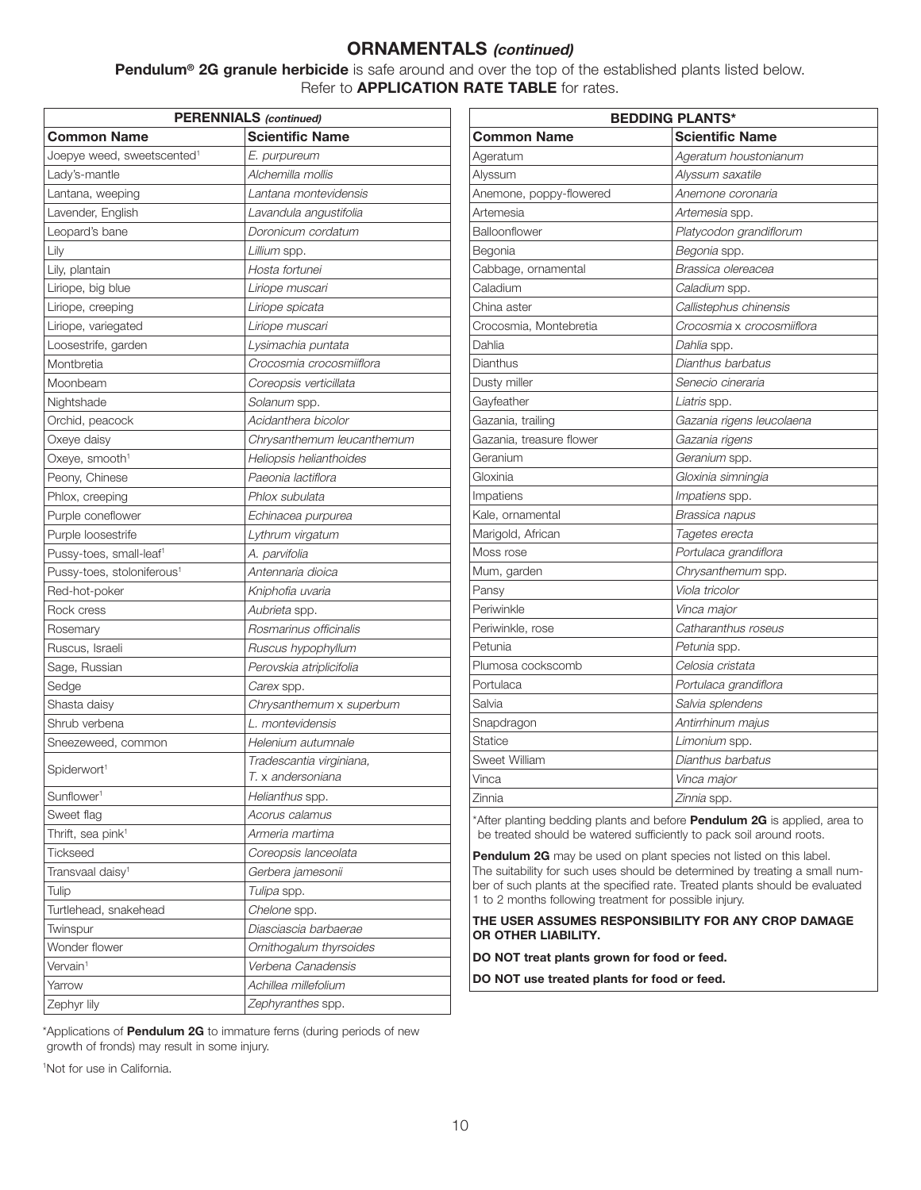# ORNAMENTALS *(continued)*

**Pendulum® 2G granule herbicide** is safe around and over the top of the established plants listed below. Refer to **APPLICATION RATE TABLE** for rates.

| **PERENNIALS** *(continued)* | |
|---|---|
| **Common Name** | **Scientific Name** |
| Joepye weed, sweetscented[1] | *E. purpureum* |
| Lady's-mantle | *Alchemilla mollis* |
| Lantana, weeping | *Lantana montevidensis* |
| Lavender, English | *Lavandula angustifolia* |
| Leopard's bane | *Doronicum cordatum* |
| Lily | *Lillium* spp. |
| Lily, plantain | *Hosta fortunei* |
| Liriope, big blue | *Liriope muscari* |
| Liriope, creeping | *Liriope spicata* |
| Liriope, variegated | *Liriope muscari* |
| Loosestrife, garden | *Lysimachia puntata* |
| Montbretia | *Crocosmia crocosmiiflora* |
| Moonbeam | *Coreopsis verticillata* |
| Nightshade | *Solanum* spp. |
| Orchid, peacock | *Acidanthera bicolor* |
| Oxeye daisy | *Chrysanthemum leucanthemum* |
| Oxeye, smooth[1] | *Heliopsis helianthoides* |
| Peony, Chinese | *Paeonia lactiflora* |
| Phlox, creeping | *Phlox subulata* |
| Purple coneflower | *Echinacea purpurea* |
| Purple loosestrife | *Lythrum virgatum* |
| Pussy-toes, small-leaf[1] | *A. parvifolia* |
| Pussy-toes, stoloniferous[1] | *Antennaria dioica* |
| Red-hot-poker | *Kniphofia uvaria* |
| Rock cress | *Aubrieta* spp. |
| Rosemary | *Rosmarinus officinalis* |
| Ruscus, Israeli | *Ruscus hypophyllum* |
| Sage, Russian | *Perovskia atriplicifolia* |
| Sedge | *Carex* spp. |
| Shasta daisy | *Chrysanthemum* x *superbum* |
| Shrub verbena | *L. montevidensis* |
| Sneezeweed, common | *Helenium autumnale* |
| Spiderwort[1] | *Tradescantia virginiana, T.* x *andersoniana* |
| Sunflower[1] | *Helianthus* spp. |
| Sweet flag | *Acorus calamus* |
| Thrift, sea pink[1] | *Armeria martima* |
| Tickseed | *Coreopsis lanceolata* |
| Transvaal daisy[1] | *Gerbera jamesonii* |
| Tulip | *Tulipa* spp. |
| Turtlehead, snakehead | *Chelone* spp. |
| Twinspur | *Diasciascia barbaerae* |
| Wonder flower | *Ornithogalum thyrsoides* |
| Vervain[1] | *Verbena Canadensis* |
| Yarrow | *Achillea millefolium* |
| Zephyr lily | *Zephyranthes* spp. |

*Applications of **Pendulum 2G** to immature ferns (during periods of new growth of fronds) may result in some injury.

[1]Not for use in California.

| **BEDDING PLANTS*** | |
|---|---|
| **Common Name** | **Scientific Name** |
| Ageratum | *Ageratum houstonianum* |
| Alyssum | *Alyssum saxatile* |
| Anemone, poppy-flowered | *Anemone coronaria* |
| Artemesia | *Artemesia* spp. |
| Balloonflower | *Platycodon grandiflorum* |
| Begonia | *Begonia* spp. |
| Cabbage, ornamental | *Brassica olereacea* |
| Caladium | *Caladium* spp. |
| China aster | *Callistephus chinensis* |
| Crocosmia, Montebretia | *Crocosmia* x *crocosmiiflora* |
| Dahlia | *Dahlia* spp. |
| Dianthus | *Dianthus barbatus* |
| Dusty miller | *Senecio cineraria* |
| Gayfeather | *Liatris* spp. |
| Gazania, trailing | *Gazania rigens leucolaena* |
| Gazania, treasure flower | *Gazania rigens* |
| Geranium | *Geranium* spp. |
| Gloxinia | *Gloxinia simningia* |
| Impatiens | *Impatiens* spp. |
| Kale, ornamental | *Brassica napus* |
| Marigold, African | *Tagetes erecta* |
| Moss rose | *Portulaca grandiflora* |
| Mum, garden | *Chrysanthemum* spp. |
| Pansy | *Viola tricolor* |
| Periwinkle | *Vinca major* |
| Periwinkle, rose | *Catharanthus roseus* |
| Petunia | *Petunia* spp. |
| Plumosa cockscomb | *Celosia cristata* |
| Portulaca | *Portulaca grandiflora* |
| Salvia | *Salvia splendens* |
| Snapdragon | *Antirrhinum majus* |
| Statice | *Limonium* spp. |
| Sweet William | *Dianthus barbatus* |
| Vinca | *Vinca major* |
| Zinnia | *Zinnia* spp. |

*After planting bedding plants and before **Pendulum 2G** is applied, area to be treated should be watered sufficiently to pack soil around roots.

**Pendulum 2G** may be used on plant species not listed on this label. The suitability for such uses should be determined by treating a small number of such plants at the specified rate. Treated plants should be evaluated 1 to 2 months following treatment for possible injury.

**THE USER ASSUMES RESPONSIBILITY FOR ANY CROP DAMAGE OR OTHER LIABILITY.**

**DO NOT treat plants grown for food or feed.**

**DO NOT use treated plants for food or feed.**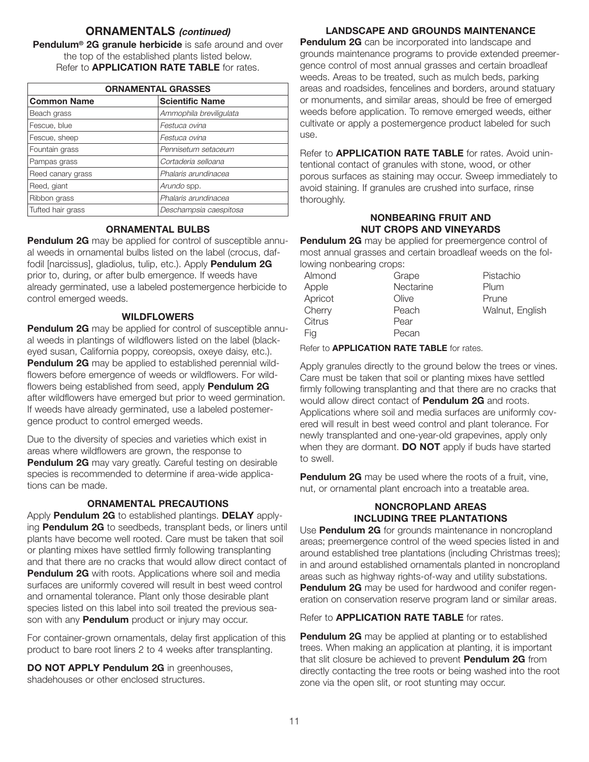## ORNAMENTALS *(continued)*

**Pendulum® 2G granule herbicide** is safe around and over the top of the established plants listed below. Refer to **APPLICATION RATE TABLE** for rates.

| ORNAMENTAL GRASSES | |
|---|---|
| **Common Name** | **Scientific Name** |
| Beach grass | *Ammophila breviligulata* |
| Fescue, blue | *Festuca ovina* |
| Fescue, sheep | *Festuca ovina* |
| Fountain grass | *Pennisetum setaceum* |
| Pampas grass | *Cortaderia selloana* |
| Reed canary grass | *Phalaris arundinacea* |
| Reed, giant | *Arundo* spp. |
| Ribbon grass | *Phalaris arundinacea* |
| Tufted hair grass | *Deschampsia caespitosa* |

### ORNAMENTAL BULBS

**Pendulum 2G** may be applied for control of susceptible annual weeds in ornamental bulbs listed on the label (crocus, daffodil [narcissus], gladiolus, tulip, etc.). Apply **Pendulum 2G** prior to, during, or after bulb emergence. If weeds have already germinated, use a labeled postemergence herbicide to control emerged weeds.

### WILDFLOWERS

**Pendulum 2G** may be applied for control of susceptible annual weeds in plantings of wildflowers listed on the label (black-eyed susan, California poppy, coreopsis, oxeye daisy, etc.). **Pendulum 2G** may be applied to established perennial wildflowers before emergence of weeds or wildflowers. For wildflowers being established from seed, apply **Pendulum 2G** after wildflowers have emerged but prior to weed germination. If weeds have already germinated, use a labeled postemergence product to control emerged weeds.

Due to the diversity of species and varieties which exist in areas where wildflowers are grown, the response to **Pendulum 2G** may vary greatly. Careful testing on desirable species is recommended to determine if area-wide applications can be made.

### ORNAMENTAL PRECAUTIONS

Apply **Pendulum 2G** to established plantings. **DELAY** applying **Pendulum 2G** to seedbeds, transplant beds, or liners until plants have become well rooted. Care must be taken that soil or planting mixes have settled firmly following transplanting and that there are no cracks that would allow direct contact of **Pendulum 2G** with roots. Applications where soil and media surfaces are uniformly covered will result in best weed control and ornamental tolerance. Plant only those desirable plant species listed on this label into soil treated the previous season with any **Pendulum** product or injury may occur.

For container-grown ornamentals, delay first application of this product to bare root liners 2 to 4 weeks after transplanting.

**DO NOT APPLY Pendulum 2G** in greenhouses, shadehouses or other enclosed structures.

### LANDSCAPE AND GROUNDS MAINTENANCE

**Pendulum 2G** can be incorporated into landscape and grounds maintenance programs to provide extended preemergence control of most annual grasses and certain broadleaf weeds. Areas to be treated, such as mulch beds, parking areas and roadsides, fencelines and borders, around statuary or monuments, and similar areas, should be free of emerged weeds before application. To remove emerged weeds, either cultivate or apply a postemergence product labeled for such use.

Refer to **APPLICATION RATE TABLE** for rates. Avoid unintentional contact of granules with stone, wood, or other porous surfaces as staining may occur. Sweep immediately to avoid staining. If granules are crushed into surface, rinse thoroughly.

### NONBEARING FRUIT AND NUT CROPS AND VINEYARDS

**Pendulum 2G** may be applied for preemergence control of most annual grasses and certain broadleaf weeds on the following nonbearing crops:

| | | |
|---|---|---|
| Almond | Grape | Pistachio |
| Apple | Nectarine | Plum |
| Apricot | Olive | Prune |
| Cherry | Peach | Walnut, English |
| Citrus | Pear | |
| Fig | Pecan | |

Refer to **APPLICATION RATE TABLE** for rates.

Apply granules directly to the ground below the trees or vines. Care must be taken that soil or planting mixes have settled firmly following transplanting and that there are no cracks that would allow direct contact of **Pendulum 2G** and roots. Applications where soil and media surfaces are uniformly covered will result in best weed control and plant tolerance. For newly transplanted and one-year-old grapevines, apply only when they are dormant. **DO NOT** apply if buds have started to swell.

**Pendulum 2G** may be used where the roots of a fruit, vine, nut, or ornamental plant encroach into a treatable area.

### NONCROPLAND AREAS INCLUDING TREE PLANTATIONS

Use **Pendulum 2G** for grounds maintenance in noncropland areas; preemergence control of the weed species listed in and around established tree plantations (including Christmas trees); in and around established ornamentals planted in noncropland areas such as highway rights-of-way and utility substations. **Pendulum 2G** may be used for hardwood and conifer regeneration on conservation reserve program land or similar areas.

Refer to **APPLICATION RATE TABLE** for rates.

**Pendulum 2G** may be applied at planting or to established trees. When making an application at planting, it is important that slit closure be achieved to prevent **Pendulum 2G** from directly contacting the tree roots or being washed into the root zone via the open slit, or root stunting may occur.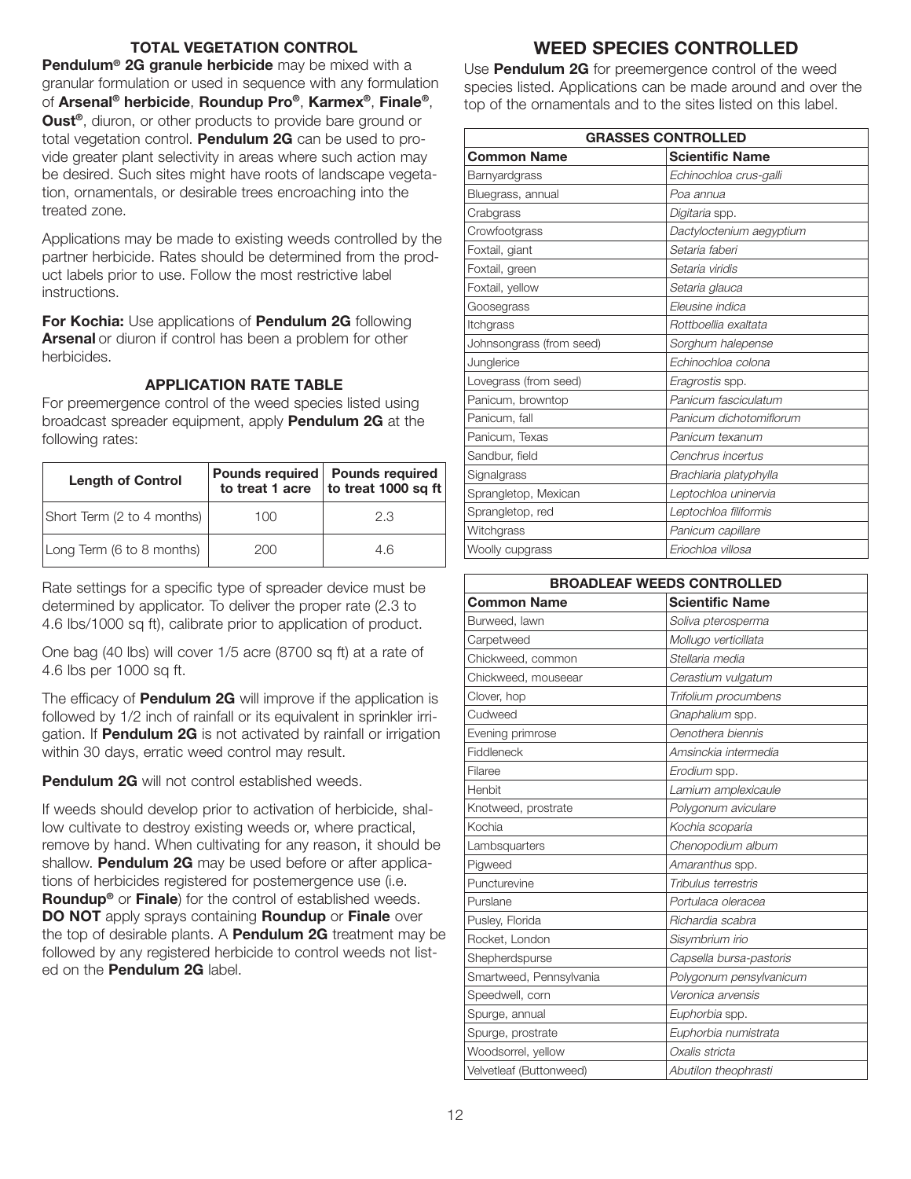## TOTAL VEGETATION CONTROL

**Pendulum® 2G granule herbicide** may be mixed with a granular formulation or used in sequence with any formulation of **Arsenal® herbicide**, **Roundup Pro®**, **Karmex®**, **Finale®**, **Oust®**, diuron, or other products to provide bare ground or total vegetation control. **Pendulum 2G** can be used to provide greater plant selectivity in areas where such action may be desired. Such sites might have roots of landscape vegetation, ornamentals, or desirable trees encroaching into the treated zone.

Applications may be made to existing weeds controlled by the partner herbicide. Rates should be determined from the product labels prior to use. Follow the most restrictive label instructions.

**For Kochia:** Use applications of **Pendulum 2G** following **Arsenal** or diuron if control has been a problem for other herbicides.

## APPLICATION RATE TABLE

For preemergence control of the weed species listed using broadcast spreader equipment, apply **Pendulum 2G** at the following rates:

| Length of Control | Pounds required to treat 1 acre | Pounds required to treat 1000 sq ft |
|---|---|---|
| Short Term (2 to 4 months) | 100 | 2.3 |
| Long Term (6 to 8 months) | 200 | 4.6 |

Rate settings for a specific type of spreader device must be determined by applicator. To deliver the proper rate (2.3 to 4.6 lbs/1000 sq ft), calibrate prior to application of product.

One bag (40 lbs) will cover 1/5 acre (8700 sq ft) at a rate of 4.6 lbs per 1000 sq ft.

The efficacy of **Pendulum 2G** will improve if the application is followed by 1/2 inch of rainfall or its equivalent in sprinkler irrigation. If **Pendulum 2G** is not activated by rainfall or irrigation within 30 days, erratic weed control may result.

**Pendulum 2G** will not control established weeds.

If weeds should develop prior to activation of herbicide, shallow cultivate to destroy existing weeds or, where practical, remove by hand. When cultivating for any reason, it should be shallow. **Pendulum 2G** may be used before or after applications of herbicides registered for postemergence use (i.e. **Roundup®** or **Finale**) for the control of established weeds. **DO NOT** apply sprays containing **Roundup** or **Finale** over the top of desirable plants. A **Pendulum 2G** treatment may be followed by any registered herbicide to control weeds not listed on the **Pendulum 2G** label.

# WEED SPECIES CONTROLLED

Use **Pendulum 2G** for preemergence control of the weed species listed. Applications can be made around and over the top of the ornamentals and to the sites listed on this label.

| GRASSES CONTROLLED | |
|---|---|
| **Common Name** | **Scientific Name** |
| Barnyardgrass | *Echinochloa crus-galli* |
| Bluegrass, annual | *Poa annua* |
| Crabgrass | *Digitaria* spp. |
| Crowfootgrass | *Dactyloctenium aegyptium* |
| Foxtail, giant | *Setaria faberi* |
| Foxtail, green | *Setaria viridis* |
| Foxtail, yellow | *Setaria glauca* |
| Goosegrass | *Eleusine indica* |
| Itchgrass | *Rottboellia exaltata* |
| Johnsongrass (from seed) | *Sorghum halepense* |
| Junglerice | *Echinochloa colona* |
| Lovegrass (from seed) | *Eragrostis* spp. |
| Panicum, browntop | *Panicum fasciculatum* |
| Panicum, fall | *Panicum dichotomiflorum* |
| Panicum, Texas | *Panicum texanum* |
| Sandbur, field | *Cenchrus incertus* |
| Signalgrass | *Brachiaria platyphylla* |
| Sprangletop, Mexican | *Leptochloa uninervia* |
| Sprangletop, red | *Leptochloa filiformis* |
| Witchgrass | *Panicum capillare* |
| Woolly cupgrass | *Eriochloa villosa* |

| BROADLEAF WEEDS CONTROLLED | |
|---|---|
| **Common Name** | **Scientific Name** |
| Burweed, lawn | *Soliva pterosperma* |
| Carpetweed | *Mollugo verticillata* |
| Chickweed, common | *Stellaria media* |
| Chickweed, mouseear | *Cerastium vulgatum* |
| Clover, hop | *Trifolium procumbens* |
| Cudweed | *Gnaphalium* spp. |
| Evening primrose | *Oenothera biennis* |
| Fiddleneck | *Amsinckia intermedia* |
| Filaree | *Erodium* spp. |
| Henbit | *Lamium amplexicaule* |
| Knotweed, prostrate | *Polygonum aviculare* |
| Kochia | *Kochia scoparia* |
| Lambsquarters | *Chenopodium album* |
| Pigweed | *Amaranthus* spp. |
| Puncturevine | *Tribulus terrestris* |
| Purslane | *Portulaca oleracea* |
| Pusley, Florida | *Richardia scabra* |
| Rocket, London | *Sisymbrium irio* |
| Shepherdspurse | *Capsella bursa-pastoris* |
| Smartweed, Pennsylvania | *Polygonum pensylvanicum* |
| Speedwell, corn | *Veronica arvensis* |
| Spurge, annual | *Euphorbia* spp. |
| Spurge, prostrate | *Euphorbia numistrata* |
| Woodsorrel, yellow | *Oxalis stricta* |
| Velvetleaf (Buttonweed) | *Abutilon theophrasti* |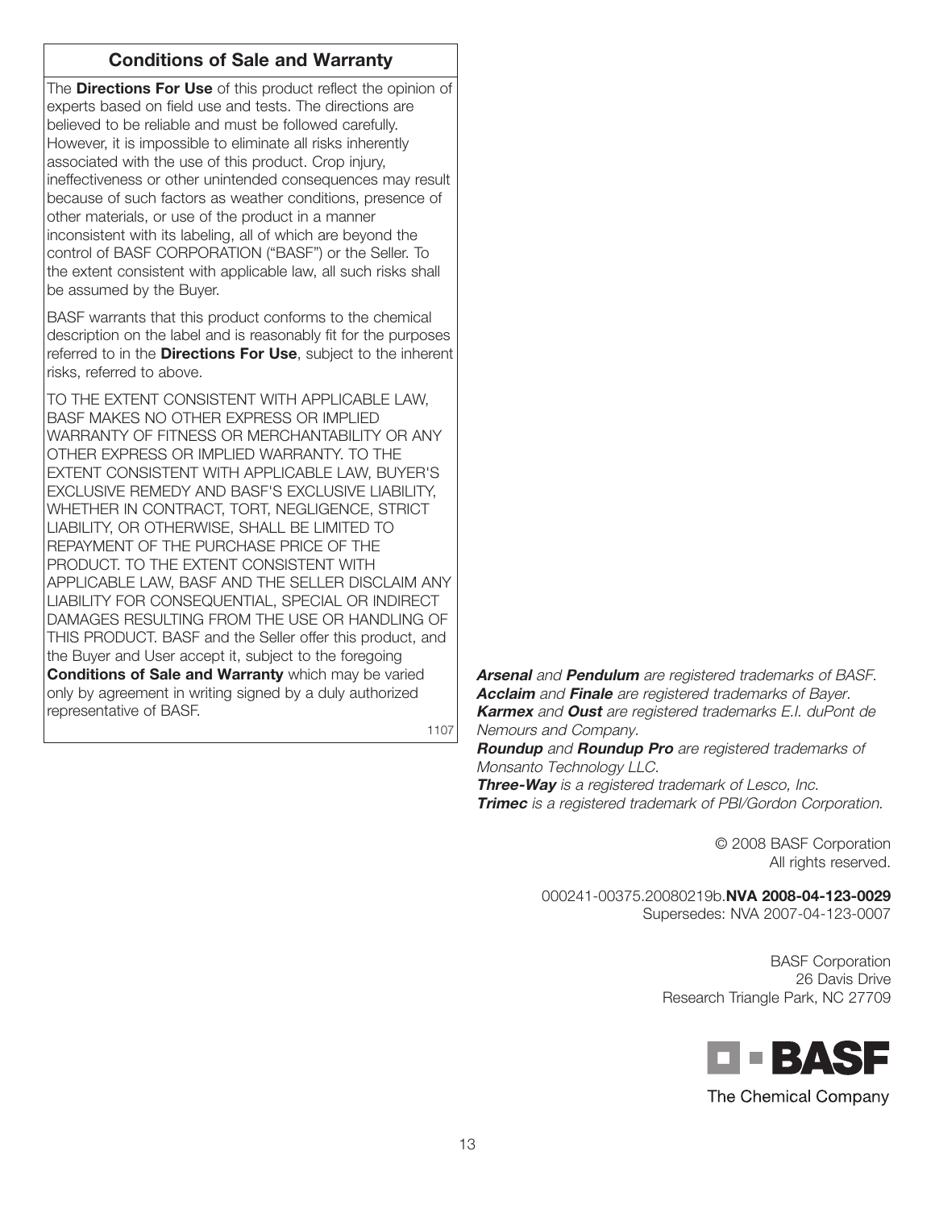## Conditions of Sale and Warranty

The **Directions For Use** of this product reflect the opinion of experts based on field use and tests. The directions are believed to be reliable and must be followed carefully. However, it is impossible to eliminate all risks inherently associated with the use of this product. Crop injury, ineffectiveness or other unintended consequences may result because of such factors as weather conditions, presence of other materials, or use of the product in a manner inconsistent with its labeling, all of which are beyond the control of BASF CORPORATION ("BASF") or the Seller. To the extent consistent with applicable law, all such risks shall be assumed by the Buyer.

BASF warrants that this product conforms to the chemical description on the label and is reasonably fit for the purposes referred to in the **Directions For Use**, subject to the inherent risks, referred to above.

TO THE EXTENT CONSISTENT WITH APPLICABLE LAW, BASF MAKES NO OTHER EXPRESS OR IMPLIED WARRANTY OF FITNESS OR MERCHANTABILITY OR ANY OTHER EXPRESS OR IMPLIED WARRANTY. TO THE EXTENT CONSISTENT WITH APPLICABLE LAW, BUYER'S EXCLUSIVE REMEDY AND BASF'S EXCLUSIVE LIABILITY, WHETHER IN CONTRACT, TORT, NEGLIGENCE, STRICT LIABILITY, OR OTHERWISE, SHALL BE LIMITED TO REPAYMENT OF THE PURCHASE PRICE OF THE PRODUCT. TO THE EXTENT CONSISTENT WITH APPLICABLE LAW, BASF AND THE SELLER DISCLAIM ANY LIABILITY FOR CONSEQUENTIAL, SPECIAL OR INDIRECT DAMAGES RESULTING FROM THE USE OR HANDLING OF THIS PRODUCT. BASF and the Seller offer this product, and the Buyer and User accept it, subject to the foregoing **Conditions of Sale and Warranty** which may be varied only by agreement in writing signed by a duly authorized representative of BASF.

1107

***Arsenal*** *and* ***Pendulum*** *are registered trademarks of BASF.*
***Acclaim*** *and* ***Finale*** *are registered trademarks of Bayer.*
***Karmex*** *and* ***Oust*** *are registered trademarks E.I. duPont de Nemours and Company.*
***Roundup*** *and* ***Roundup Pro*** *are registered trademarks of Monsanto Technology LLC.*
***Three-Way*** *is a registered trademark of Lesco, Inc.*
***Trimec*** *is a registered trademark of PBI/Gordon Corporation.*

© 2008 BASF Corporation
All rights reserved.

000241-00375.20080219b.**NVA 2008-04-123-0029**
Supersedes: NVA 2007-04-123-0007

BASF Corporation
26 Davis Drive
Research Triangle Park, NC 27709

BASF
The Chemical Company